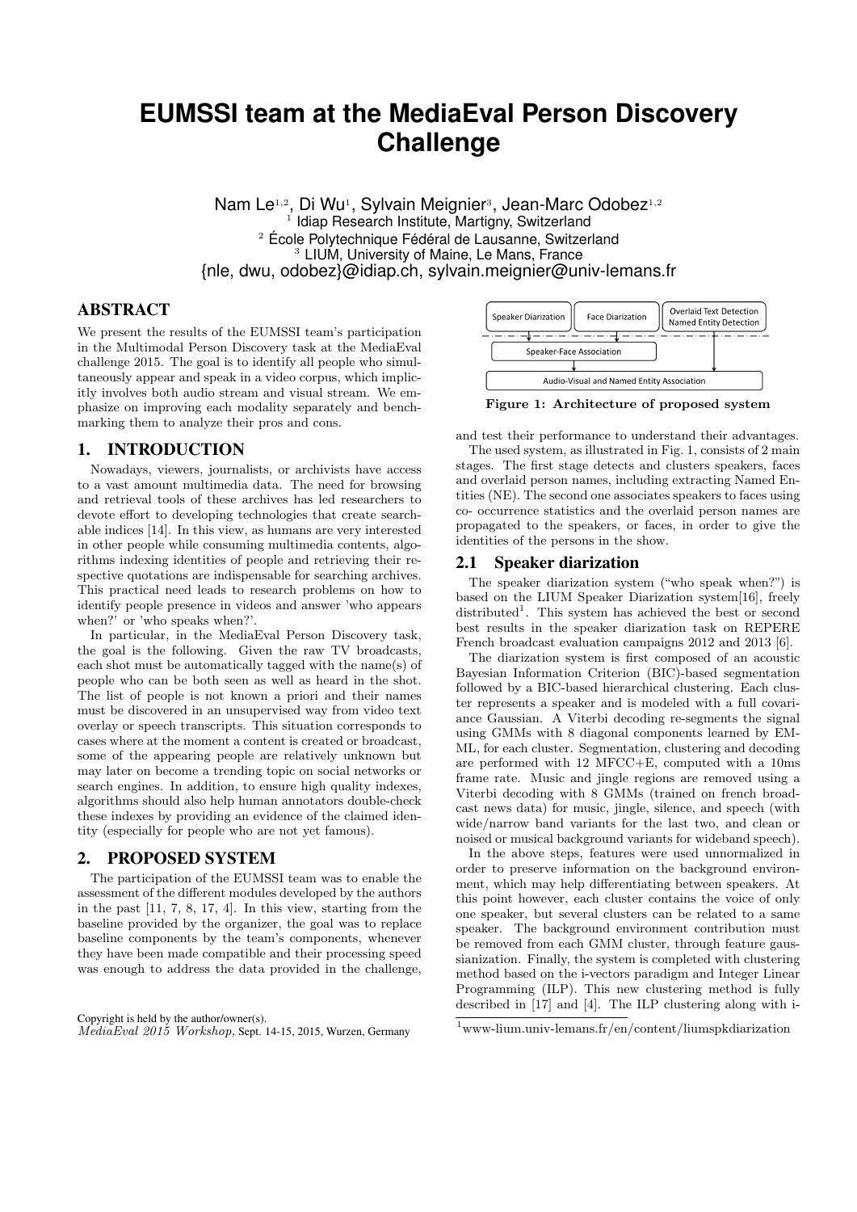# EUMSSI team at the MediaEval Person Discovery Challenge

Nam Le[1,2], Di Wu[1], Sylvain Meignier[3], Jean-Marc Odobez[1,2]

[1] Idiap Research Institute, Martigny, Switzerland
[2] École Polytechnique Fédéral de Lausanne, Switzerland
[3] LIUM, University of Maine, Le Mans, France

{nle, dwu, odobez}@idiap.ch, sylvain.meignier@univ-lemans.fr

## ABSTRACT

We present the results of the EUMSSI team's participation in the Multimodal Person Discovery task at the MediaEval challenge 2015. The goal is to identify all people who simultaneously appear and speak in a video corpus, which implicitly involves both audio stream and visual stream. We emphasize on improving each modality separately and benchmarking them to analyze their pros and cons.

## 1. INTRODUCTION

Nowadays, viewers, journalists, or archivists have access to a vast amount multimedia data. The need for browsing and retrieval tools of these archives has led researchers to devote effort to developing technologies that create searchable indices [14]. In this view, as humans are very interested in other people while consuming multimedia contents, algorithms indexing identities of people and retrieving their respective quotations are indispensable for searching archives. This practical need leads to research problems on how to identify people presence in videos and answer 'who appears when?' or 'who speaks when?'.

In particular, in the MediaEval Person Discovery task, the goal is the following. Given the raw TV broadcasts, each shot must be automatically tagged with the name(s) of people who can be both seen as well as heard in the shot. The list of people is not known a priori and their names must be discovered in an unsupervised way from video text overlay or speech transcripts. This situation corresponds to cases where at the moment a content is created or broadcast, some of the appearing people are relatively unknown but may later on become a trending topic on social networks or search engines. In addition, to ensure high quality indexes, algorithms should also help human annotators double-check these indexes by providing an evidence of the claimed identity (especially for people who are not yet famous).

## 2. PROPOSED SYSTEM

The participation of the EUMSSI team was to enable the assessment of the different modules developed by the authors in the past [11, 7, 8, 17, 4]. In this view, starting from the baseline provided by the organizer, the goal was to replace baseline components by the team's components, whenever they have been made compatible and their processing speed was enough to address the data provided in the challenge,

| Speaker Diarization | Face Diarization | Overlaid Text Detection / Named Entity Detection |
|---|---|---|
| Speaker-Face Association | | |
| Audio-Visual and Named Entity Association | | |

**Figure 1: Architecture of proposed system**

and test their performance to understand their advantages.

The used system, as illustrated in Fig. 1, consists of 2 main stages. The first stage detects and clusters speakers, faces and overlaid person names, including extracting Named Entities (NE). The second one associates speakers to faces using co- occurrence statistics and the overlaid person names are propagated to the speakers, or faces, in order to give the identities of the persons in the show.

### 2.1 Speaker diarization

The speaker diarization system ("who speak when?") is based on the LIUM Speaker Diarization system[16], freely distributed[1]. This system has achieved the best or second best results in the speaker diarization task on REPERE French broadcast evaluation campaigns 2012 and 2013 [6].

The diarization system is first composed of an acoustic Bayesian Information Criterion (BIC)-based segmentation followed by a BIC-based hierarchical clustering. Each cluster represents a speaker and is modeled with a full covariance Gaussian. A Viterbi decoding re-segments the signal using GMMs with 8 diagonal components learned by EM-ML, for each cluster. Segmentation, clustering and decoding are performed with 12 MFCC+E, computed with a 10ms frame rate. Music and jingle regions are removed using a Viterbi decoding with 8 GMMs (trained on french broadcast news data) for music, jingle, silence, and speech (with wide/narrow band variants for the last two, and clean or noised or musical background variants for wideband speech).

In the above steps, features were used unnormalized in order to preserve information on the background environment, which may help differentiating between speakers. At this point however, each cluster contains the voice of only one speaker, but several clusters can be related to a same speaker. The background environment contribution must be removed from each GMM cluster, through feature gaussianization. Finally, the system is completed with clustering method based on the i-vectors paradigm and Integer Linear Programming (ILP). This new clustering method is fully described in [17] and [4]. The ILP clustering along with i-

[1] www-lium.univ-lemans.fr/en/content/liumspkdiarization

Copyright is held by the author/owner(s).
*MediaEval 2015 Workshop,* Sept. 14-15, 2015, Wurzen, Germany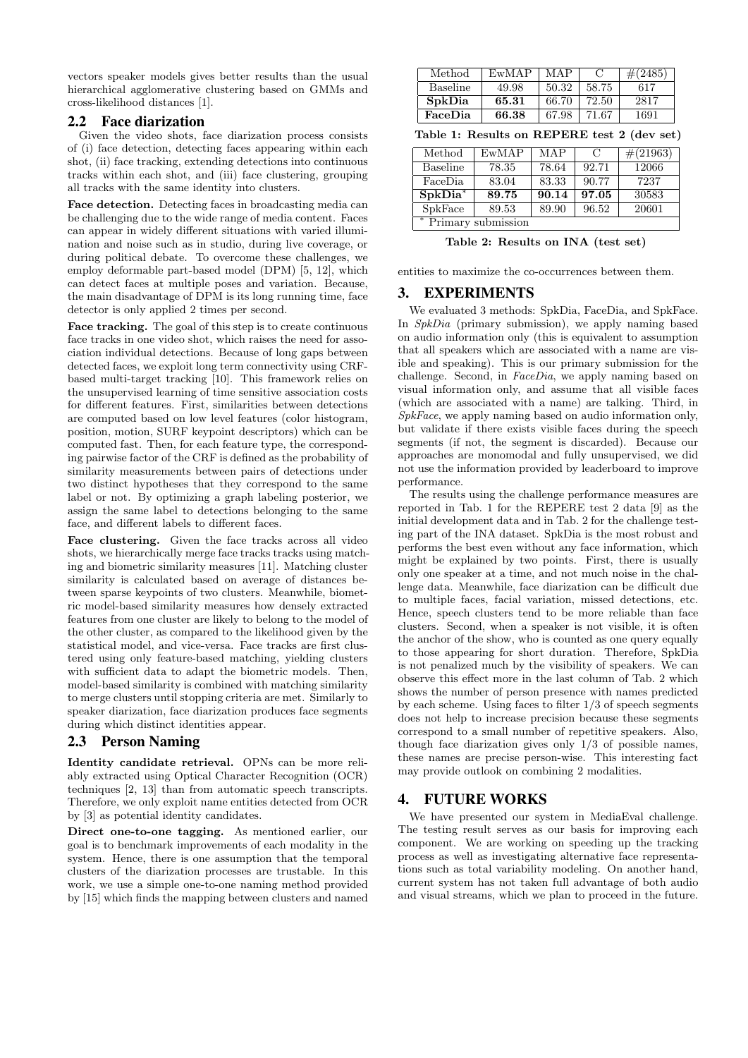vectors speaker models gives better results than the usual hierarchical agglomerative clustering based on GMMs and cross-likelihood distances [1].

## 2.2 Face diarization

Given the video shots, face diarization process consists of (i) face detection, detecting faces appearing within each shot, (ii) face tracking, extending detections into continuous tracks within each shot, and (iii) face clustering, grouping all tracks with the same identity into clusters.

**Face detection.** Detecting faces in broadcasting media can be challenging due to the wide range of media content. Faces can appear in widely different situations with varied illumination and noise such as in studio, during live coverage, or during political debate. To overcome these challenges, we employ deformable part-based model (DPM) [5, 12], which can detect faces at multiple poses and variation. Because, the main disadvantage of DPM is its long running time, face detector is only applied 2 times per second.

**Face tracking.** The goal of this step is to create continuous face tracks in one video shot, which raises the need for association individual detections. Because of long gaps between detected faces, we exploit long term connectivity using CRF-based multi-target tracking [10]. This framework relies on the unsupervised learning of time sensitive association costs for different features. First, similarities between detections are computed based on low level features (color histogram, position, motion, SURF keypoint descriptors) which can be computed fast. Then, for each feature type, the corresponding pairwise factor of the CRF is defined as the probability of similarity measurements between pairs of detections under two distinct hypotheses that they correspond to the same label or not. By optimizing a graph labeling posterior, we assign the same label to detections belonging to the same face, and different labels to different faces.

**Face clustering.** Given the face tracks across all video shots, we hierarchically merge face tracks tracks using matching and biometric similarity measures [11]. Matching cluster similarity is calculated based on average of distances between sparse keypoints of two clusters. Meanwhile, biometric model-based similarity measures how densely extracted features from one cluster are likely to belong to the model of the other cluster, as compared to the likelihood given by the statistical model, and vice-versa. Face tracks are first clustered using only feature-based matching, yielding clusters with sufficient data to adapt the biometric models. Then, model-based similarity is combined with matching similarity to merge clusters until stopping criteria are met. Similarly to speaker diarization, face diarization produces face segments during which distinct identities appear.

## 2.3 Person Naming

**Identity candidate retrieval.** OPNs can be more reliably extracted using Optical Character Recognition (OCR) techniques [2, 13] than from automatic speech transcripts. Therefore, we only exploit name entities detected from OCR by [3] as potential identity candidates.

**Direct one-to-one tagging.** As mentioned earlier, our goal is to benchmark improvements of each modality in the system. Hence, there is one assumption that the temporal clusters of the diarization processes are trustable. In this work, we use a simple one-to-one naming method provided by [15] which finds the mapping between clusters and named entities to maximize the co-occurrences between them.

| Method | EwMAP | MAP | C | #(2485) |
|---|---|---|---|---|
| Baseline | 49.98 | 50.32 | 58.75 | 617 |
| **SpkDia** | **65.31** | 66.70 | 72.50 | 2817 |
| **FaceDia** | **66.38** | 67.98 | 71.67 | 1691 |

**Table 1: Results on REPERE test 2 (dev set)**

| Method | EwMAP | MAP | C | #(21963) |
|---|---|---|---|---|
| Baseline | 78.35 | 78.64 | 92.71 | 12066 |
| FaceDia | 83.04 | 83.33 | 90.77 | 7237 |
| **SpkDia*** | **89.75** | **90.14** | **97.05** | 30583 |
| SpkFace | 89.53 | 89.90 | 96.52 | 20601 |

* Primary submission

**Table 2: Results on INA (test set)**

# 3. EXPERIMENTS

We evaluated 3 methods: SpkDia, FaceDia, and SpkFace. In *SpkDia* (primary submission), we apply naming based on audio information only (this is equivalent to assumption that all speakers which are associated with a name are visible and speaking). This is our primary submission for the challenge. Second, in *FaceDia*, we apply naming based on visual information only, and assume that all visible faces (which are associated with a name) are talking. Third, in *SpkFace*, we apply naming based on audio information only, but validate if there exists visible faces during the speech segments (if not, the segment is discarded). Because our approaches are monomodal and fully unsupervised, we did not use the information provided by leaderboard to improve performance.

The results using the challenge performance measures are reported in Tab. 1 for the REPERE test 2 data [9] as the initial development data and in Tab. 2 for the challenge testing part of the INA dataset. SpkDia is the most robust and performs the best even without any face information, which might be explained by two points. First, there is usually only one speaker at a time, and not much noise in the challenge data. Meanwhile, face diarization can be difficult due to multiple faces, facial variation, missed detections, etc. Hence, speech clusters tend to be more reliable than face clusters. Second, when a speaker is not visible, it is often the anchor of the show, who is counted as one query equally to those appearing for short duration. Therefore, SpkDia is not penalized much by the visibility of speakers. We can observe this effect more in the last column of Tab. 2 which shows the number of person presence with names predicted by each scheme. Using faces to filter 1/3 of speech segments does not help to increase precision because these segments correspond to a small number of repetitive speakers. Also, though face diarization gives only 1/3 of possible names, these names are precise person-wise. This interesting fact may provide outlook on combining 2 modalities.

# 4. FUTURE WORKS

We have presented our system in MediaEval challenge. The testing result serves as our basis for improving each component. We are working on speeding up the tracking process as well as investigating alternative face representations such as total variability modeling. On another hand, current system has not taken full advantage of both audio and visual streams, which we plan to proceed in the future.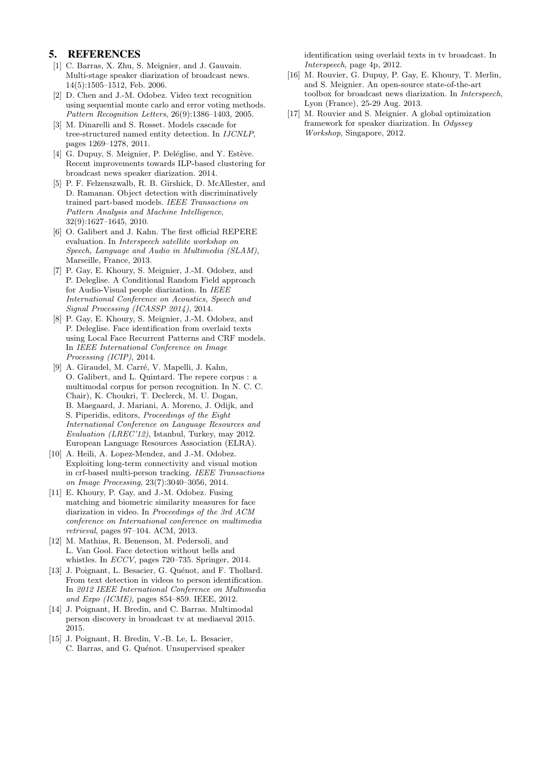## 5. REFERENCES

[1] C. Barras, X. Zhu, S. Meignier, and J. Gauvain. Multi-stage speaker diarization of broadcast news. 14(5):1505–1512, Feb. 2006.

[2] D. Chen and J.-M. Odobez. Video text recognition using sequential monte carlo and error voting methods. *Pattern Recognition Letters*, 26(9):1386–1403, 2005.

[3] M. Dinarelli and S. Rosset. Models cascade for tree-structured named entity detection. In *IJCNLP*, pages 1269–1278, 2011.

[4] G. Dupuy, S. Meignier, P. Deléglise, and Y. Estève. Recent improvements towards ILP-based clustering for broadcast news speaker diarization. 2014.

[5] P. F. Felzenszwalb, R. B. Girshick, D. McAllester, and D. Ramanan. Object detection with discriminatively trained part-based models. *IEEE Transactions on Pattern Analysis and Machine Intelligence*, 32(9):1627–1645, 2010.

[6] O. Galibert and J. Kahn. The first official REPERE evaluation. In *Interspeech satellite workshop on Speech, Language and Audio in Multimedia (SLAM)*, Marseille, France, 2013.

[7] P. Gay, E. Khoury, S. Meignier, J.-M. Odobez, and P. Deleglise. A Conditional Random Field approach for Audio-Visual people diarization. In *IEEE International Conference on Acoustics, Speech and Signal Processing (ICASSP 2014)*, 2014.

[8] P. Gay, E. Khoury, S. Meignier, J.-M. Odobez, and P. Deleglise. Face identification from overlaid texts using Local Face Recurrent Patterns and CRF models. In *IEEE International Conference on Image Processing (ICIP)*, 2014.

[9] A. Giraudel, M. Carré, V. Mapelli, J. Kahn, O. Galibert, and L. Quintard. The repere corpus : a multimodal corpus for person recognition. In N. C. C. Chair), K. Choukri, T. Declerck, M. U. Dogan, B. Maegaard, J. Mariani, A. Moreno, J. Odijk, and S. Piperidis, editors, *Proceedings of the Eight International Conference on Language Resources and Evaluation (LREC'12)*, Istanbul, Turkey, may 2012. European Language Resources Association (ELRA).

[10] A. Heili, A. Lopez-Mendez, and J.-M. Odobez. Exploiting long-term connectivity and visual motion in crf-based multi-person tracking. *IEEE Transactions on Image Processing*, 23(7):3040–3056, 2014.

[11] E. Khoury, P. Gay, and J.-M. Odobez. Fusing matching and biometric similarity measures for face diarization in video. In *Proceedings of the 3rd ACM conference on International conference on multimedia retrieval*, pages 97–104. ACM, 2013.

[12] M. Mathias, R. Benenson, M. Pedersoli, and L. Van Gool. Face detection without bells and whistles. In *ECCV*, pages 720–735. Springer, 2014.

[13] J. Poignant, L. Besacier, G. Quénot, and F. Thollard. From text detection in videos to person identification. In *2012 IEEE International Conference on Multimedia and Expo (ICME)*, pages 854–859. IEEE, 2012.

[14] J. Poignant, H. Bredin, and C. Barras. Multimodal person discovery in broadcast tv at mediaeval 2015. 2015.

[15] J. Poignant, H. Bredin, V.-B. Le, L. Besacier, C. Barras, and G. Quénot. Unsupervised speaker identification using overlaid texts in tv broadcast. In *Interspeech*, page 4p, 2012.

[16] M. Rouvier, G. Dupuy, P. Gay, E. Khoury, T. Merlin, and S. Meignier. An open-source state-of-the-art toolbox for broadcast news diarization. In *Interspeech*, Lyon (France), 25-29 Aug. 2013.

[17] M. Rouvier and S. Meignier. A global optimization framework for speaker diarization. In *Odyssey Workshop*, Singapore, 2012.